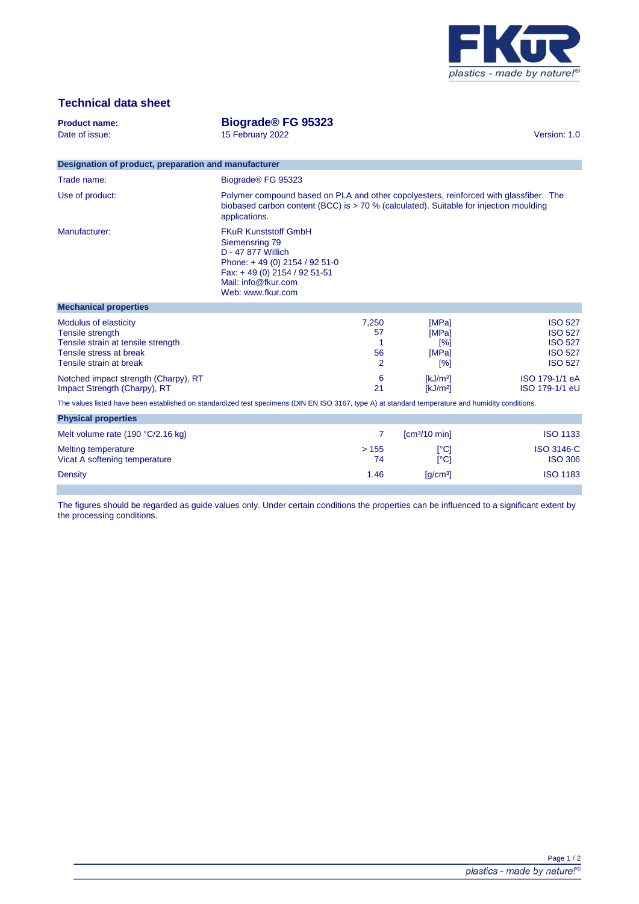# Technical data sheet

**Product name:** **Biograde® FG 95323**
Date of issue: 15 February 2022 Version: 1.0

## Designation of product, preparation and manufacturer

| | |
|---|---|
| Trade name: | Biograde® FG 95323 |
| Use of product: | Polymer compound based on PLA and other copolyesters, reinforced with glassfiber. The biobased carbon content (BCC) is > 70 % (calculated). Suitable for injection moulding applications. |
| Manufacturer: | FKuR Kunststoff GmbH<br>Siemensring 79<br>D - 47 877 Willich<br>Phone: + 49 (0) 2154 / 92 51-0<br>Fax: + 49 (0) 2154 / 92 51-51<br>Mail: info@fkur.com<br>Web: www.fkur.com |

## Mechanical properties

| Property | Value | Unit | Standard |
|---|---|---|---|
| Modulus of elasticity | 7,250 | [MPa] | ISO 527 |
| Tensile strength | 57 | [MPa] | ISO 527 |
| Tensile strain at tensile strength | 1 | [%] | ISO 527 |
| Tensile stress at break | 56 | [MPa] | ISO 527 |
| Tensile strain at break | 2 | [%] | ISO 527 |
| Notched impact strength (Charpy), RT | 6 | [kJ/m²] | ISO 179-1/1 eA |
| Impact Strength (Charpy), RT | 21 | [kJ/m²] | ISO 179-1/1 eU |

The values listed have been established on standardized test specimens (DIN EN ISO 3167, type A) at standard temperature and humidity conditions.

## Physical properties

| Property | Value | Unit | Standard |
|---|---|---|---|
| Melt volume rate (190 °C/2.16 kg) | 7 | [cm³/10 min] | ISO 1133 |
| Melting temperature | > 155 | [°C] | ISO 3146-C |
| Vicat A softening temperature | 74 | [°C] | ISO 306 |
| Density | 1.46 | [g/cm³] | ISO 1183 |

The figures should be regarded as guide values only. Under certain conditions the properties can be influenced to a significant extent by the processing conditions.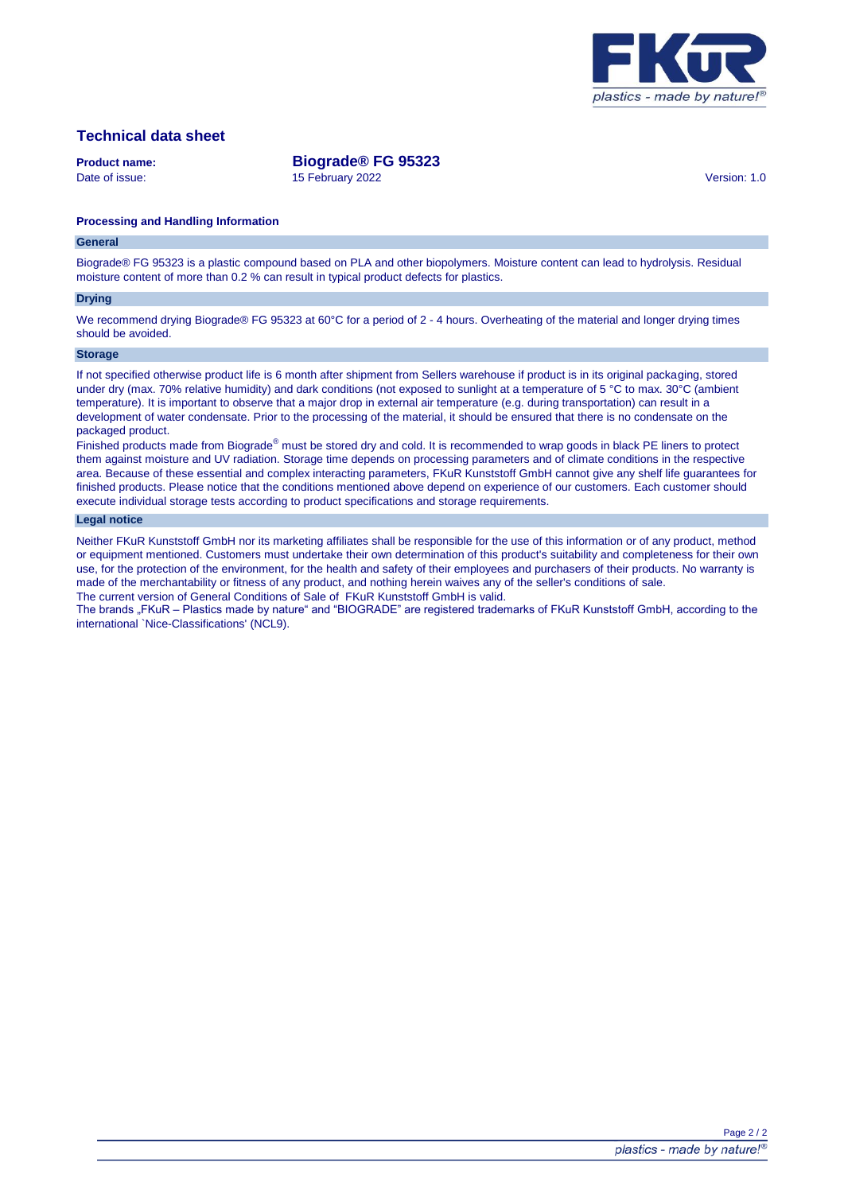## Technical data sheet

**Product name:** **Biograde® FG 95323**
Date of issue: 15 February 2022 Version: 1.0

### Processing and Handling Information

#### General

Biograde® FG 95323 is a plastic compound based on PLA and other biopolymers. Moisture content can lead to hydrolysis. Residual moisture content of more than 0.2 % can result in typical product defects for plastics.

#### Drying

We recommend drying Biograde® FG 95323 at 60°C for a period of 2 - 4 hours. Overheating of the material and longer drying times should be avoided.

#### Storage

If not specified otherwise product life is 6 month after shipment from Sellers warehouse if product is in its original packaging, stored under dry (max. 70% relative humidity) and dark conditions (not exposed to sunlight at a temperature of 5 °C to max. 30°C (ambient temperature). It is important to observe that a major drop in external air temperature (e.g. during transportation) can result in a development of water condensate. Prior to the processing of the material, it should be ensured that there is no condensate on the packaged product.

Finished products made from Biograde® must be stored dry and cold. It is recommended to wrap goods in black PE liners to protect them against moisture and UV radiation. Storage time depends on processing parameters and of climate conditions in the respective area. Because of these essential and complex interacting parameters, FKuR Kunststoff GmbH cannot give any shelf life guarantees for finished products. Please notice that the conditions mentioned above depend on experience of our customers. Each customer should execute individual storage tests according to product specifications and storage requirements.

#### Legal notice

Neither FKuR Kunststoff GmbH nor its marketing affiliates shall be responsible for the use of this information or of any product, method or equipment mentioned. Customers must undertake their own determination of this product's suitability and completeness for their own use, for the protection of the environment, for the health and safety of their employees and purchasers of their products. No warranty is made of the merchantability or fitness of any product, and nothing herein waives any of the seller's conditions of sale.

The current version of General Conditions of Sale of FKuR Kunststoff GmbH is valid.

The brands „FKuR – Plastics made by nature“ and “BIOGRADE” are registered trademarks of FKuR Kunststoff GmbH, according to the international `Nice-Classifications' (NCL9).